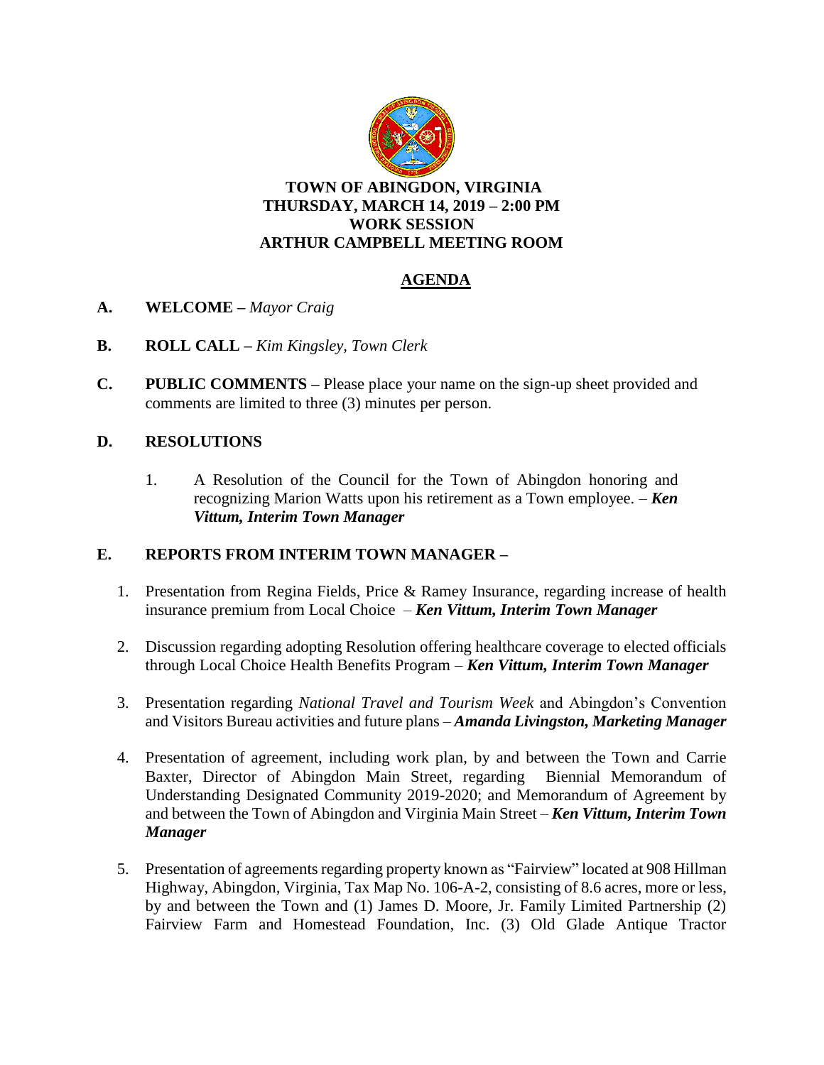**TOWN OF ABINGDON, VIRGINIA**
**THURSDAY, MARCH 14, 2019 – 2:00 PM**
**WORK SESSION**
**ARTHUR CAMPBELL MEETING ROOM**

## AGENDA

**A. WELCOME –** *Mayor Craig*

**B. ROLL CALL –** *Kim Kingsley, Town Clerk*

**C. PUBLIC COMMENTS –** Please place your name on the sign-up sheet provided and comments are limited to three (3) minutes per person.

**D. RESOLUTIONS**

1. A Resolution of the Council for the Town of Abingdon honoring and recognizing Marion Watts upon his retirement as a Town employee. – ***Ken Vittum, Interim Town Manager***

**E. REPORTS FROM INTERIM TOWN MANAGER –**

1. Presentation from Regina Fields, Price & Ramey Insurance, regarding increase of health insurance premium from Local Choice – ***Ken Vittum, Interim Town Manager***

2. Discussion regarding adopting Resolution offering healthcare coverage to elected officials through Local Choice Health Benefits Program – ***Ken Vittum, Interim Town Manager***

3. Presentation regarding *National Travel and Tourism Week* and Abingdon's Convention and Visitors Bureau activities and future plans – ***Amanda Livingston, Marketing Manager***

4. Presentation of agreement, including work plan, by and between the Town and Carrie Baxter, Director of Abingdon Main Street, regarding Biennial Memorandum of Understanding Designated Community 2019-2020; and Memorandum of Agreement by and between the Town of Abingdon and Virginia Main Street – ***Ken Vittum, Interim Town Manager***

5. Presentation of agreements regarding property known as "Fairview" located at 908 Hillman Highway, Abingdon, Virginia, Tax Map No. 106-A-2, consisting of 8.6 acres, more or less, by and between the Town and (1) James D. Moore, Jr. Family Limited Partnership (2) Fairview Farm and Homestead Foundation, Inc. (3) Old Glade Antique Tractor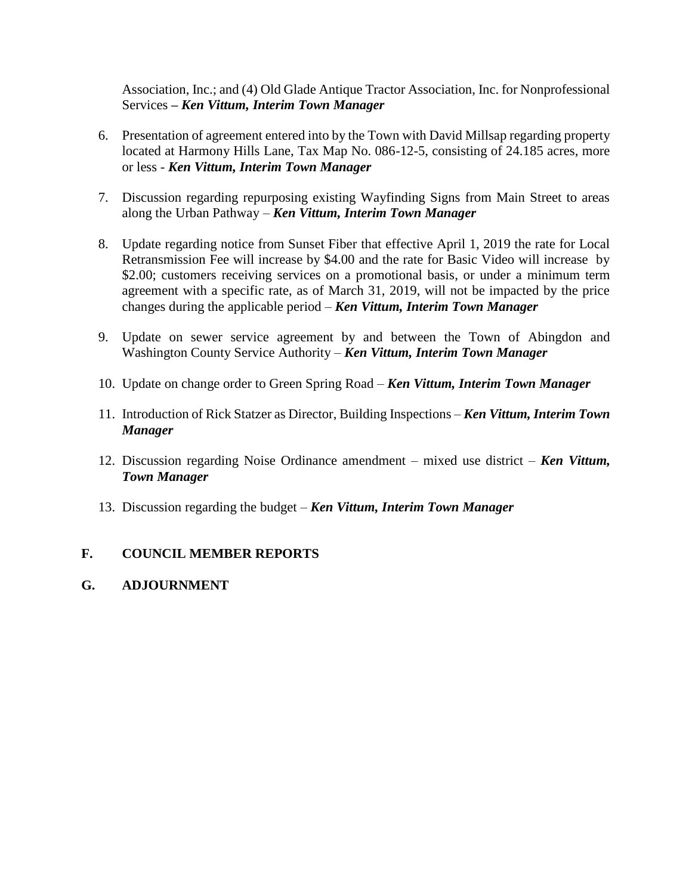Association, Inc.; and (4) Old Glade Antique Tractor Association, Inc. for Nonprofessional Services **– *Ken Vittum, Interim Town Manager***

6. Presentation of agreement entered into by the Town with David Millsap regarding property located at Harmony Hills Lane, Tax Map No. 086-12-5, consisting of 24.185 acres, more or less - ***Ken Vittum, Interim Town Manager***

7. Discussion regarding repurposing existing Wayfinding Signs from Main Street to areas along the Urban Pathway – ***Ken Vittum, Interim Town Manager***

8. Update regarding notice from Sunset Fiber that effective April 1, 2019 the rate for Local Retransmission Fee will increase by $4.00 and the rate for Basic Video will increase by $2.00; customers receiving services on a promotional basis, or under a minimum term agreement with a specific rate, as of March 31, 2019, will not be impacted by the price changes during the applicable period – ***Ken Vittum, Interim Town Manager***

9. Update on sewer service agreement by and between the Town of Abingdon and Washington County Service Authority – ***Ken Vittum, Interim Town Manager***

10. Update on change order to Green Spring Road – ***Ken Vittum, Interim Town Manager***

11. Introduction of Rick Statzer as Director, Building Inspections – ***Ken Vittum, Interim Town Manager***

12. Discussion regarding Noise Ordinance amendment – mixed use district – ***Ken Vittum, Town Manager***

13. Discussion regarding the budget – ***Ken Vittum, Interim Town Manager***

**F. COUNCIL MEMBER REPORTS**

**G. ADJOURNMENT**